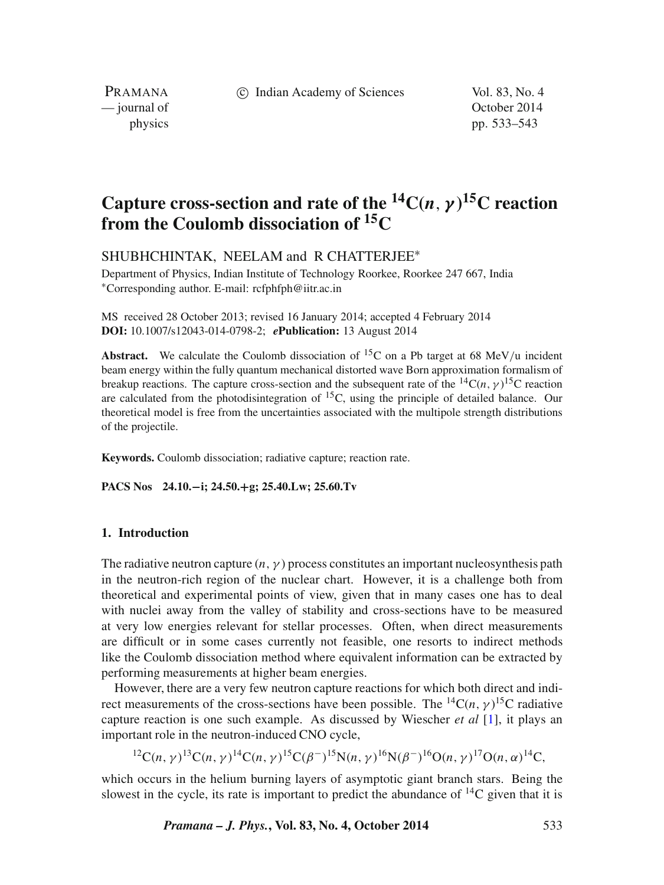# Capture cross-section and rate of the $^{14}C(n, \gamma)^{15}C$ reaction from the Coulomb dissociation of $^{15}C$

SHUBHCHINTAK, NEELAM and R CHATTERJEE*

Department of Physics, Indian Institute of Technology Roorkee, Roorkee 247 667, India
*Corresponding author. E-mail: rcfphfph@iitr.ac.in

MS received 28 October 2013; revised 16 January 2014; accepted 4 February 2014
**DOI:** 10.1007/s12043-014-0798-2; ***e*Publication:** 13 August 2014

**Abstract.** We calculate the Coulomb dissociation of $^{15}C$ on a Pb target at 68 MeV/u incident beam energy within the fully quantum mechanical distorted wave Born approximation formalism of breakup reactions. The capture cross-section and the subsequent rate of the $^{14}C(n, \gamma)^{15}C$ reaction are calculated from the photodisintegration of $^{15}C$, using the principle of detailed balance. Our theoretical model is free from the uncertainties associated with the multipole strength distributions of the projectile.

**Keywords.** Coulomb dissociation; radiative capture; reaction rate.

**PACS Nos** 24.10.−i; 24.50.+g; 25.40.Lw; 25.60.Tv

## 1. Introduction

The radiative neutron capture $(n, \gamma)$ process constitutes an important nucleosynthesis path in the neutron-rich region of the nuclear chart. However, it is a challenge both from theoretical and experimental points of view, given that in many cases one has to deal with nuclei away from the valley of stability and cross-sections have to be measured at very low energies relevant for stellar processes. Often, when direct measurements are difficult or in some cases currently not feasible, one resorts to indirect methods like the Coulomb dissociation method where equivalent information can be extracted by performing measurements at higher beam energies.

However, there are a very few neutron capture reactions for which both direct and indirect measurements of the cross-sections have been possible. The $^{14}C(n, \gamma)^{15}C$ radiative capture reaction is one such example. As discussed by Wiescher *et al* [1], it plays an important role in the neutron-induced CNO cycle,

$$^{12}C(n, \gamma)^{13}C(n, \gamma)^{14}C(n, \gamma)^{15}C(\beta^-)^{15}N(n, \gamma)^{16}N(\beta^-)^{16}O(n, \gamma)^{17}O(n, \alpha)^{14}C,$$

which occurs in the helium burning layers of asymptotic giant branch stars. Being the slowest in the cycle, its rate is important to predict the abundance of $^{14}C$ given that it is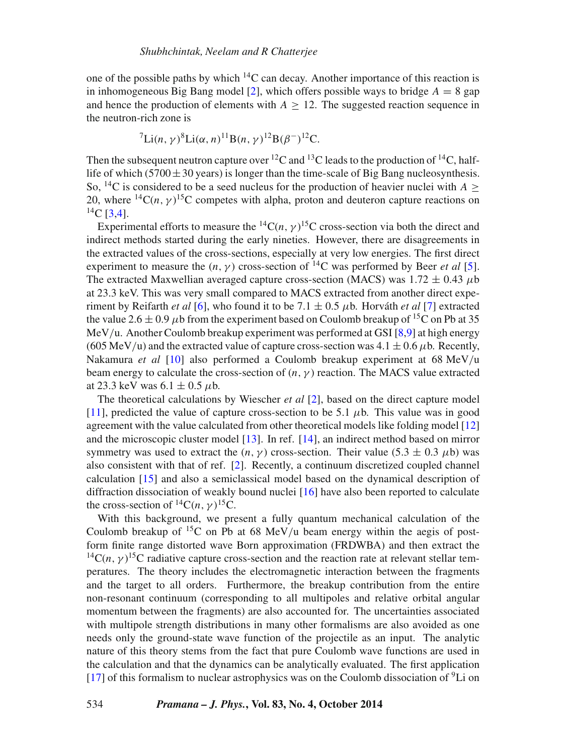one of the possible paths by which $^{14}$C can decay. Another importance of this reaction is in inhomogeneous Big Bang model [2], which offers possible ways to bridge $A = 8$ gap and hence the production of elements with $A \geq 12$. The suggested reaction sequence in the neutron-rich zone is

$$^{7}\mathrm{Li}(n,\gamma)^{8}\mathrm{Li}(\alpha,n)^{11}\mathrm{B}(n,\gamma)^{12}\mathrm{B}(\beta^{-})^{12}\mathrm{C}.$$

Then the subsequent neutron capture over $^{12}$C and $^{13}$C leads to the production of $^{14}$C, half-life of which ($5700 \pm 30$ years) is longer than the time-scale of Big Bang nucleosynthesis. So, $^{14}$C is considered to be a seed nucleus for the production of heavier nuclei with $A \geq 20$, where $^{14}\mathrm{C}(n,\gamma)^{15}\mathrm{C}$ competes with alpha, proton and deuteron capture reactions on $^{14}$C [3,4].

Experimental efforts to measure the $^{14}\mathrm{C}(n,\gamma)^{15}\mathrm{C}$ cross-section via both the direct and indirect methods started during the early nineties. However, there are disagreements in the extracted values of the cross-sections, especially at very low energies. The first direct experiment to measure the $(n,\gamma)$ cross-section of $^{14}$C was performed by Beer *et al* [5]. The extracted Maxwellian averaged capture cross-section (MACS) was $1.72 \pm 0.43$ $\mu$b at 23.3 keV. This was very small compared to MACS extracted from another direct experiment by Reifarth *et al* [6], who found it to be $7.1 \pm 0.5$ $\mu$b. Horváth *et al* [7] extracted the value $2.6 \pm 0.9$ $\mu$b from the experiment based on Coulomb breakup of $^{15}$C on Pb at 35 MeV/u. Another Coulomb breakup experiment was performed at GSI [8,9] at high energy (605 MeV/u) and the extracted value of capture cross-section was $4.1 \pm 0.6$ $\mu$b. Recently, Nakamura *et al* [10] also performed a Coulomb breakup experiment at 68 MeV/u beam energy to calculate the cross-section of $(n,\gamma)$ reaction. The MACS value extracted at 23.3 keV was $6.1 \pm 0.5$ $\mu$b.

The theoretical calculations by Wiescher *et al* [2], based on the direct capture model [11], predicted the value of capture cross-section to be 5.1 $\mu$b. This value was in good agreement with the value calculated from other theoretical models like folding model [12] and the microscopic cluster model [13]. In ref. [14], an indirect method based on mirror symmetry was used to extract the $(n,\gamma)$ cross-section. Their value ($5.3 \pm 0.3$ $\mu$b) was also consistent with that of ref. [2]. Recently, a continuum discretized coupled channel calculation [15] and also a semiclassical model based on the dynamical description of diffraction dissociation of weakly bound nuclei [16] have also been reported to calculate the cross-section of $^{14}\mathrm{C}(n,\gamma)^{15}\mathrm{C}$.

With this background, we present a fully quantum mechanical calculation of the Coulomb breakup of $^{15}$C on Pb at 68 MeV/u beam energy within the aegis of post-form finite range distorted wave Born approximation (FRDWBA) and then extract the $^{14}\mathrm{C}(n,\gamma)^{15}\mathrm{C}$ radiative capture cross-section and the reaction rate at relevant stellar temperatures. The theory includes the electromagnetic interaction between the fragments and the target to all orders. Furthermore, the breakup contribution from the entire non-resonant continuum (corresponding to all multipoles and relative orbital angular momentum between the fragments) are also accounted for. The uncertainties associated with multipole strength distributions in many other formalisms are also avoided as one needs only the ground-state wave function of the projectile as an input. The analytic nature of this theory stems from the fact that pure Coulomb wave functions are used in the calculation and that the dynamics can be analytically evaluated. The first application [17] of this formalism to nuclear astrophysics was on the Coulomb dissociation of $^{9}$Li on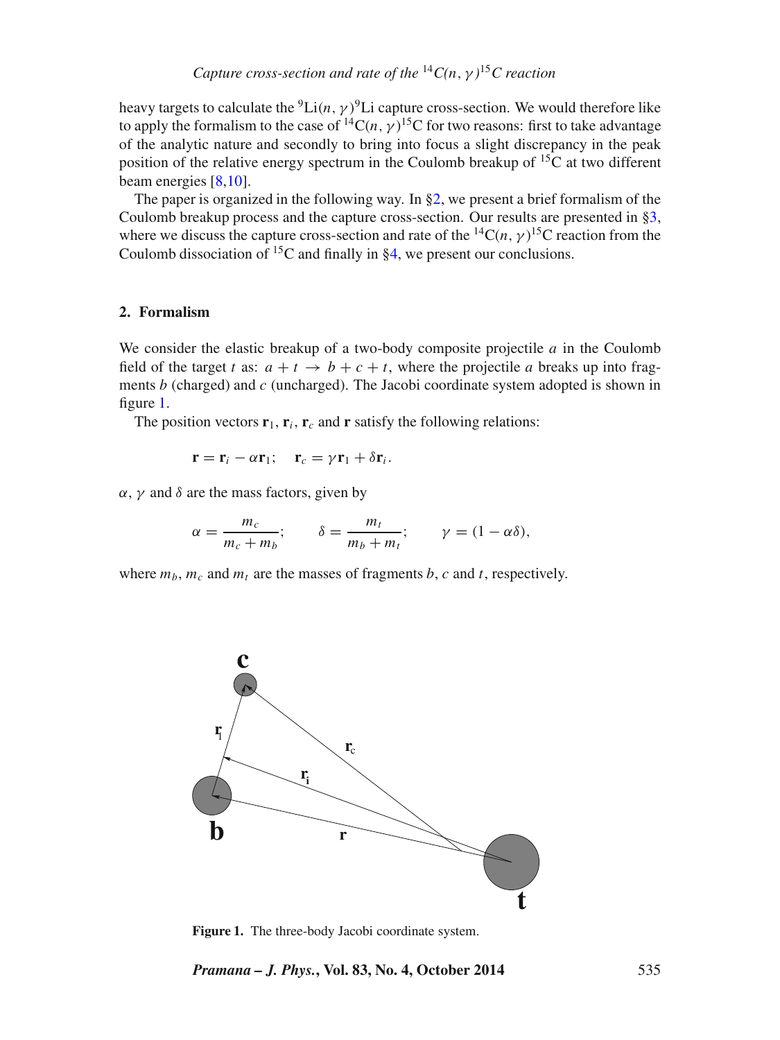heavy targets to calculate the $^{9}$Li$(n,\gamma)^{9}$Li capture cross-section. We would therefore like to apply the formalism to the case of $^{14}$C$(n,\gamma)^{15}$C for two reasons: first to take advantage of the analytic nature and secondly to bring into focus a slight discrepancy in the peak position of the relative energy spectrum in the Coulomb breakup of $^{15}$C at two different beam energies [8,10].

The paper is organized in the following way. In §2, we present a brief formalism of the Coulomb breakup process and the capture cross-section. Our results are presented in §3, where we discuss the capture cross-section and rate of the $^{14}$C$(n,\gamma)^{15}$C reaction from the Coulomb dissociation of $^{15}$C and finally in §4, we present our conclusions.

## 2. Formalism

We consider the elastic breakup of a two-body composite projectile $a$ in the Coulomb field of the target $t$ as: $a + t \rightarrow b + c + t$, where the projectile $a$ breaks up into fragments $b$ (charged) and $c$ (uncharged). The Jacobi coordinate system adopted is shown in figure 1.

The position vectors $\mathbf{r}_1$, $\mathbf{r}_i$, $\mathbf{r}_c$ and $\mathbf{r}$ satisfy the following relations:

$$\mathbf{r} = \mathbf{r}_i - \alpha\mathbf{r}_1; \quad \mathbf{r}_c = \gamma\mathbf{r}_1 + \delta\mathbf{r}_i.$$

$\alpha$, $\gamma$ and $\delta$ are the mass factors, given by

$$\alpha = \frac{m_c}{m_c + m_b}; \qquad \delta = \frac{m_t}{m_b + m_t}; \qquad \gamma = (1 - \alpha\delta),$$

where $m_b$, $m_c$ and $m_t$ are the masses of fragments $b$, $c$ and $t$, respectively.

**Figure 1.** The three-body Jacobi coordinate system.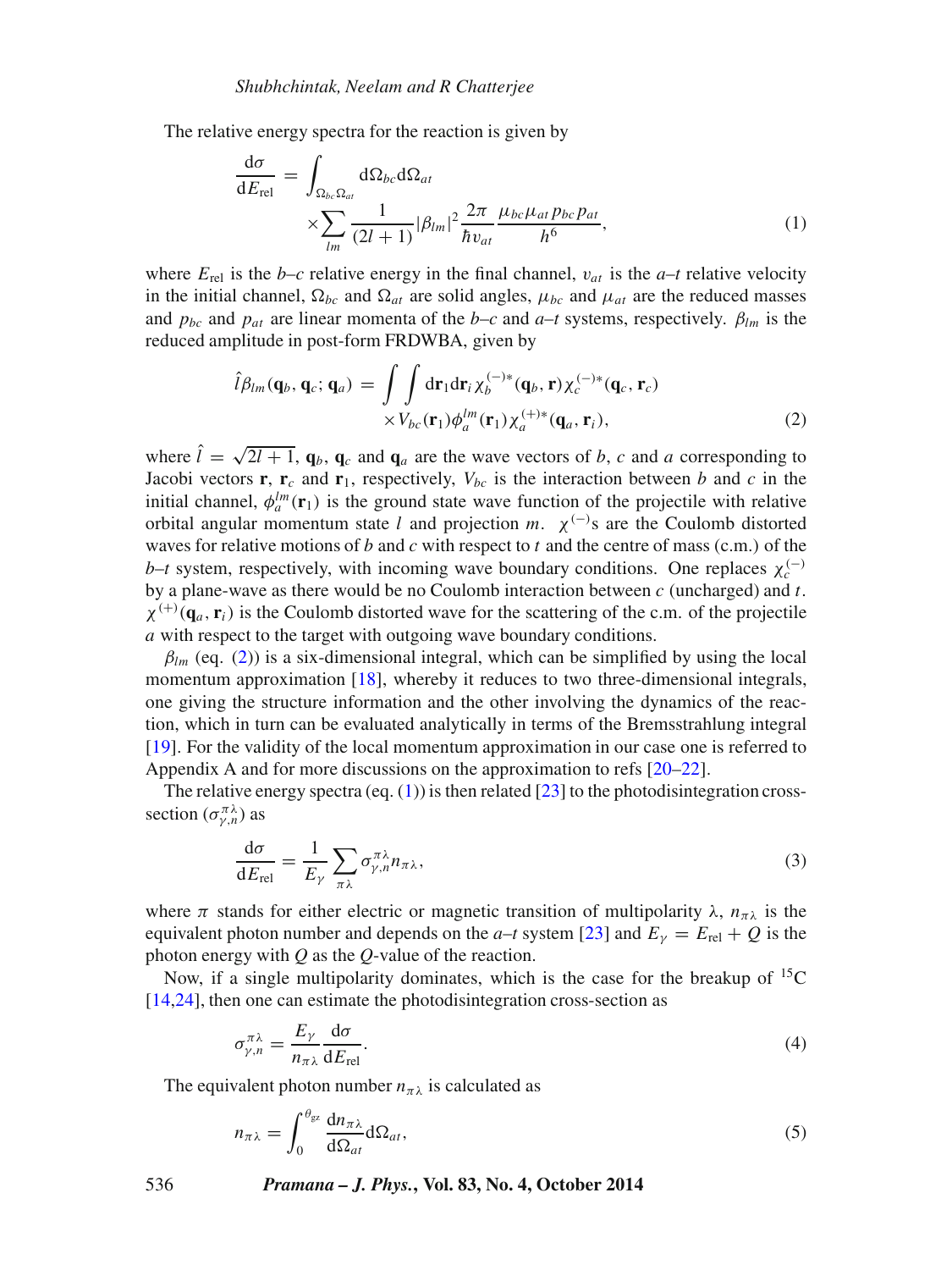The relative energy spectra for the reaction is given by

$$\frac{\mathrm{d}\sigma}{\mathrm{d}E_{\mathrm{rel}}} = \int_{\Omega_{bc}\Omega_{at}} \mathrm{d}\Omega_{bc}\mathrm{d}\Omega_{at} \times \sum_{lm} \frac{1}{(2l+1)} |\beta_{lm}|^2 \frac{2\pi}{\hbar v_{at}} \frac{\mu_{bc}\mu_{at} p_{bc} p_{at}}{h^6}, \tag{1}$$

where $E_{\mathrm{rel}}$ is the $b$–$c$ relative energy in the final channel, $v_{at}$ is the $a$–$t$ relative velocity in the initial channel, $\Omega_{bc}$ and $\Omega_{at}$ are solid angles, $\mu_{bc}$ and $\mu_{at}$ are the reduced masses and $p_{bc}$ and $p_{at}$ are linear momenta of the $b$–$c$ and $a$–$t$ systems, respectively. $\beta_{lm}$ is the reduced amplitude in post-form FRDWBA, given by

$$\hat{l}\beta_{lm}(\mathbf{q}_b, \mathbf{q}_c; \mathbf{q}_a) = \int\int \mathrm{d}\mathbf{r}_1 \mathrm{d}\mathbf{r}_i \chi_b^{(-)*}(\mathbf{q}_b, \mathbf{r}) \chi_c^{(-)*}(\mathbf{q}_c, \mathbf{r}_c) \times V_{bc}(\mathbf{r}_1)\phi_a^{lm}(\mathbf{r}_1)\chi_a^{(+)*}(\mathbf{q}_a, \mathbf{r}_i), \tag{2}$$

where $\hat{l} = \sqrt{2l+1}$, $\mathbf{q}_b$, $\mathbf{q}_c$ and $\mathbf{q}_a$ are the wave vectors of $b$, $c$ and $a$ corresponding to Jacobi vectors $\mathbf{r}$, $\mathbf{r}_c$ and $\mathbf{r}_1$, respectively, $V_{bc}$ is the interaction between $b$ and $c$ in the initial channel, $\phi_a^{lm}(\mathbf{r}_1)$ is the ground state wave function of the projectile with relative orbital angular momentum state $l$ and projection $m$. $\chi^{(-)}$s are the Coulomb distorted waves for relative motions of $b$ and $c$ with respect to $t$ and the centre of mass (c.m.) of the $b$–$t$ system, respectively, with incoming wave boundary conditions. One replaces $\chi_c^{(-)}$ by a plane-wave as there would be no Coulomb interaction between $c$ (uncharged) and $t$. $\chi^{(+)}(\mathbf{q}_a, \mathbf{r}_i)$ is the Coulomb distorted wave for the scattering of the c.m. of the projectile $a$ with respect to the target with outgoing wave boundary conditions.

$\beta_{lm}$ (eq. (2)) is a six-dimensional integral, which can be simplified by using the local momentum approximation [18], whereby it reduces to two three-dimensional integrals, one giving the structure information and the other involving the dynamics of the reaction, which in turn can be evaluated analytically in terms of the Bremsstrahlung integral [19]. For the validity of the local momentum approximation in our case one is referred to Appendix A and for more discussions on the approximation to refs [20–22].

The relative energy spectra (eq. (1)) is then related [23] to the photodisintegration cross-section ($\sigma_{\gamma,n}^{\pi\lambda}$) as

$$\frac{\mathrm{d}\sigma}{\mathrm{d}E_{\mathrm{rel}}} = \frac{1}{E_\gamma} \sum_{\pi\lambda} \sigma_{\gamma,n}^{\pi\lambda} n_{\pi\lambda}, \tag{3}$$

where $\pi$ stands for either electric or magnetic transition of multipolarity $\lambda$, $n_{\pi\lambda}$ is the equivalent photon number and depends on the $a$–$t$ system [23] and $E_\gamma = E_{\mathrm{rel}} + Q$ is the photon energy with $Q$ as the $Q$-value of the reaction.

Now, if a single multipolarity dominates, which is the case for the breakup of $^{15}$C [14,24], then one can estimate the photodisintegration cross-section as

$$\sigma_{\gamma,n}^{\pi\lambda} = \frac{E_\gamma}{n_{\pi\lambda}} \frac{\mathrm{d}\sigma}{\mathrm{d}E_{\mathrm{rel}}}. \tag{4}$$

The equivalent photon number $n_{\pi\lambda}$ is calculated as

$$n_{\pi\lambda} = \int_0^{\theta_{\mathrm{gz}}} \frac{\mathrm{d}n_{\pi\lambda}}{\mathrm{d}\Omega_{at}} \mathrm{d}\Omega_{at}, \tag{5}$$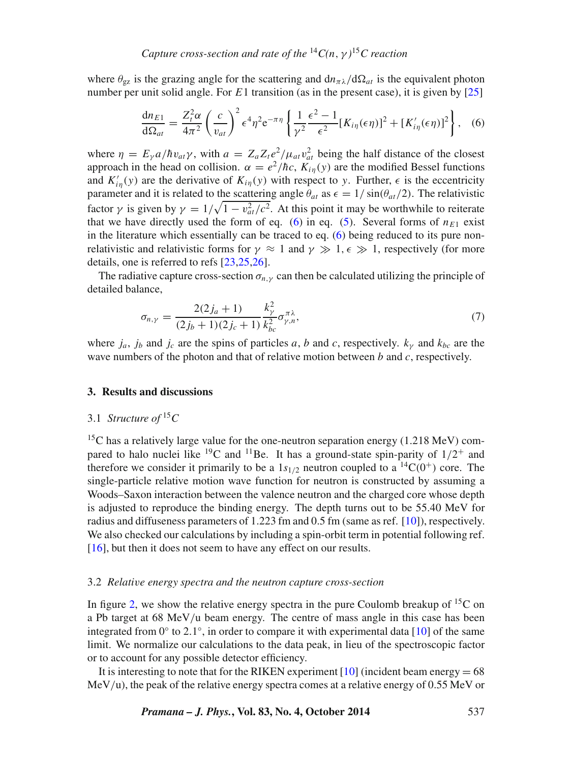where $\theta_{gz}$ is the grazing angle for the scattering and $\mathrm{d}n_{\pi\lambda}/\mathrm{d}\Omega_{at}$ is the equivalent photon number per unit solid angle. For $E1$ transition (as in the present case), it is given by [25]

$$\frac{\mathrm{d}n_{E1}}{\mathrm{d}\Omega_{at}} = \frac{Z_t^2\alpha}{4\pi^2}\left(\frac{c}{v_{at}}\right)^2 \epsilon^4\eta^2 \mathrm{e}^{-\pi\eta}\left\{\frac{1}{\gamma^2}\frac{\epsilon^2-1}{\epsilon^2}[K_{i\eta}(\epsilon\eta)]^2 + [K'_{i\eta}(\epsilon\eta)]^2\right\}, \quad (6)$$

where $\eta = E_\gamma a/\hbar v_{at}\gamma$, with $a = Z_a Z_t e^2/\mu_{at} v_{at}^2$ being the half distance of the closest approach in the head on collision. $\alpha = e^2/\hbar c$, $K_{i\eta}(y)$ are the modified Bessel functions and $K'_{i\eta}(y)$ are the derivative of $K_{i\eta}(y)$ with respect to $y$. Further, $\epsilon$ is the eccentricity parameter and it is related to the scattering angle $\theta_{at}$ as $\epsilon = 1/\sin(\theta_{at}/2)$. The relativistic factor $\gamma$ is given by $\gamma = 1/\sqrt{1 - v_{at}^2/c^2}$. At this point it may be worthwhile to reiterate that we have directly used the form of eq. (6) in eq. (5). Several forms of $n_{E1}$ exist in the literature which essentially can be traced to eq. (6) being reduced to its pure non-relativistic and relativistic forms for $\gamma \approx 1$ and $\gamma \gg 1, \epsilon \gg 1$, respectively (for more details, one is referred to refs [23,25,26].

The radiative capture cross-section $\sigma_{n,\gamma}$ can then be calculated utilizing the principle of detailed balance,

$$\sigma_{n,\gamma} = \frac{2(2j_a+1)}{(2j_b+1)(2j_c+1)}\frac{k_\gamma^2}{k_{bc}^2}\sigma_{\gamma,n}^{\pi\lambda}, \quad (7)$$

where $j_a$, $j_b$ and $j_c$ are the spins of particles $a$, $b$ and $c$, respectively. $k_\gamma$ and $k_{bc}$ are the wave numbers of the photon and that of relative motion between $b$ and $c$, respectively.

## 3. Results and discussions

### 3.1 *Structure of* $^{15}$C

$^{15}$C has a relatively large value for the one-neutron separation energy (1.218 MeV) compared to halo nuclei like $^{19}$C and $^{11}$Be. It has a ground-state spin-parity of $1/2^+$ and therefore we consider it primarily to be a $1s_{1/2}$ neutron coupled to a $^{14}$C($0^+$) core. The single-particle relative motion wave function for neutron is constructed by assuming a Woods–Saxon interaction between the valence neutron and the charged core whose depth is adjusted to reproduce the binding energy. The depth turns out to be 55.40 MeV for radius and diffuseness parameters of 1.223 fm and 0.5 fm (same as ref. [10]), respectively. We also checked our calculations by including a spin-orbit term in potential following ref. [16], but then it does not seem to have any effect on our results.

### 3.2 *Relative energy spectra and the neutron capture cross-section*

In figure 2, we show the relative energy spectra in the pure Coulomb breakup of $^{15}$C on a Pb target at 68 MeV/u beam energy. The centre of mass angle in this case has been integrated from 0° to 2.1°, in order to compare it with experimental data [10] of the same limit. We normalize our calculations to the data peak, in lieu of the spectroscopic factor or to account for any possible detector efficiency.

It is interesting to note that for the RIKEN experiment [10] (incident beam energy = 68 MeV/u), the peak of the relative energy spectra comes at a relative energy of 0.55 MeV or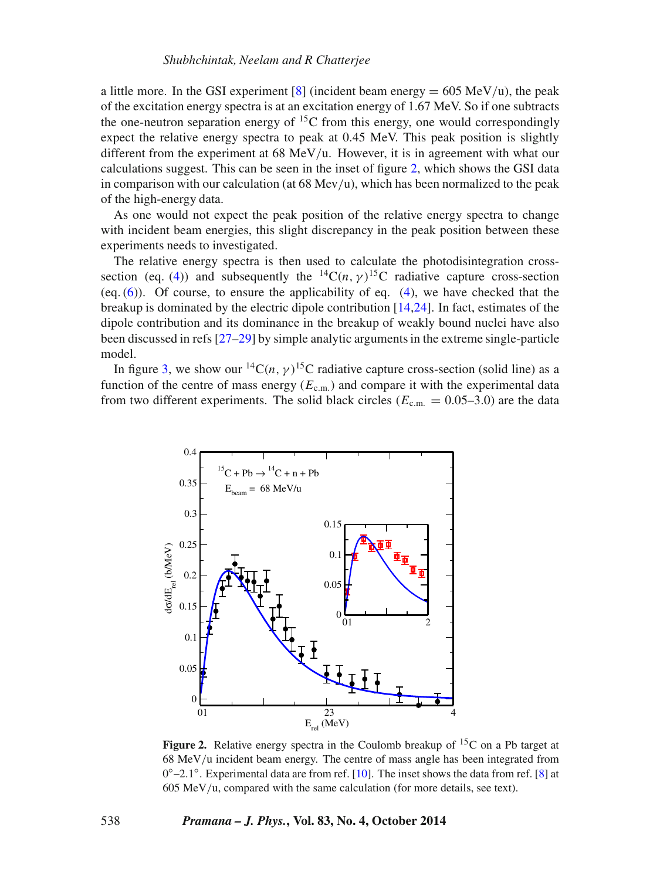a little more. In the GSI experiment [8] (incident beam energy = 605 MeV/u), the peak of the excitation energy spectra is at an excitation energy of 1.67 MeV. So if one subtracts the one-neutron separation energy of $^{15}$C from this energy, one would correspondingly expect the relative energy spectra to peak at 0.45 MeV. This peak position is slightly different from the experiment at 68 MeV/u. However, it is in agreement with what our calculations suggest. This can be seen in the inset of figure 2, which shows the GSI data in comparison with our calculation (at 68 Mev/u), which has been normalized to the peak of the high-energy data.

As one would not expect the peak position of the relative energy spectra to change with incident beam energies, this slight discrepancy in the peak position between these experiments needs to investigated.

The relative energy spectra is then used to calculate the photodisintegration cross-section (eq. (4)) and subsequently the $^{14}\mathrm{C}(n,\gamma)^{15}\mathrm{C}$ radiative capture cross-section (eq. (6)). Of course, to ensure the applicability of eq. (4), we have checked that the breakup is dominated by the electric dipole contribution [14,24]. In fact, estimates of the dipole contribution and its dominance in the breakup of weakly bound nuclei have also been discussed in refs [27–29] by simple analytic arguments in the extreme single-particle model.

In figure 3, we show our $^{14}\mathrm{C}(n,\gamma)^{15}\mathrm{C}$ radiative capture cross-section (solid line) as a function of the centre of mass energy ($E_{\mathrm{c.m.}}$) and compare it with the experimental data from two different experiments. The solid black circles ($E_{\mathrm{c.m.}} = 0.05$–$3.0$) are the data

**Figure 2.** Relative energy spectra in the Coulomb breakup of $^{15}$C on a Pb target at 68 MeV/u incident beam energy. The centre of mass angle has been integrated from $0°$–$2.1°$. Experimental data are from ref. [10]. The inset shows the data from ref. [8] at 605 MeV/u, compared with the same calculation (for more details, see text).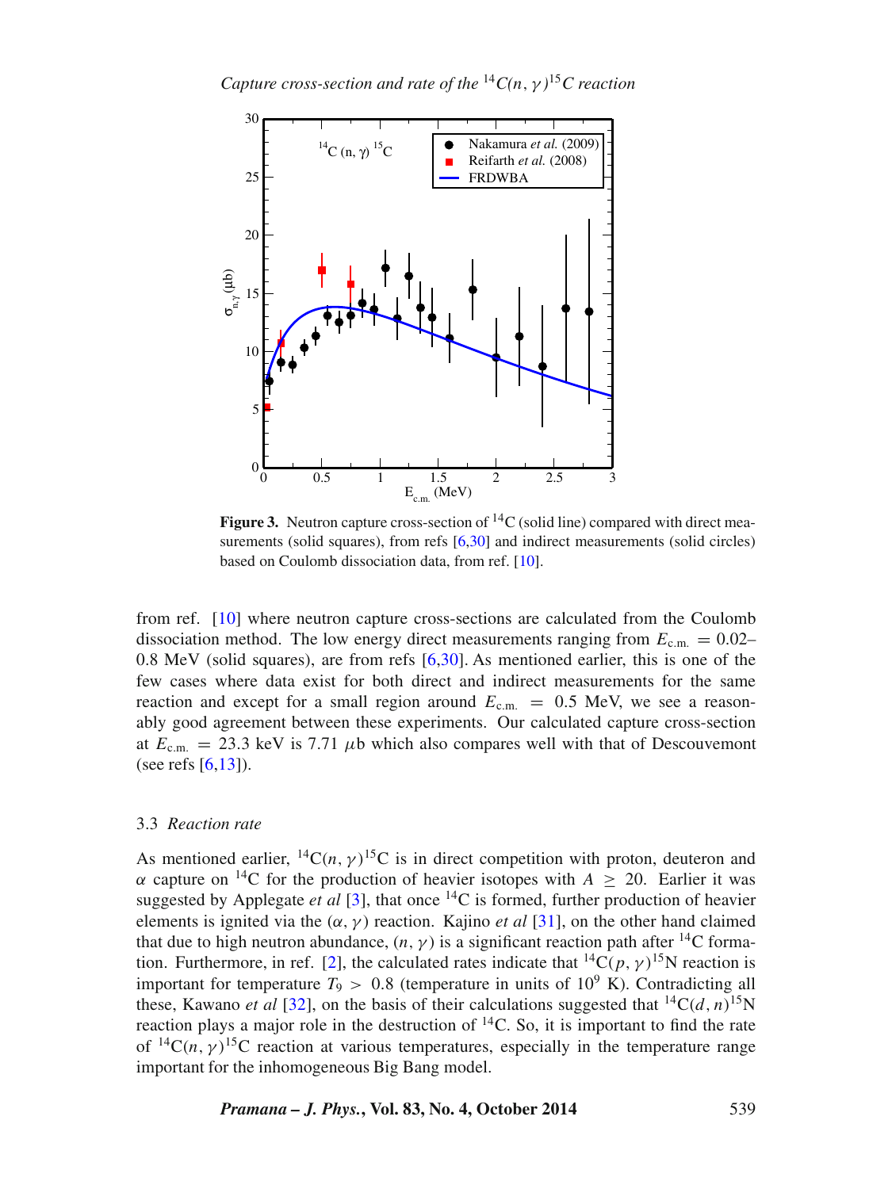Figure 3. Neutron capture cross-section of $^{14}$C (solid line) compared with direct measurements (solid squares), from refs [6,30] and indirect measurements (solid circles) based on Coulomb dissociation data, from ref. [10].

from ref. [10] where neutron capture cross-sections are calculated from the Coulomb dissociation method. The low energy direct measurements ranging from $E_{\mathrm{c.m.}} = 0.02$–0.8 MeV (solid squares), are from refs [6,30]. As mentioned earlier, this is one of the few cases where data exist for both direct and indirect measurements for the same reaction and except for a small region around $E_{\mathrm{c.m.}} = 0.5$ MeV, we see a reasonably good agreement between these experiments. Our calculated capture cross-section at $E_{\mathrm{c.m.}} = 23.3$ keV is 7.71 $\mu$b which also compares well with that of Descouvemont (see refs [6,13]).

### 3.3 *Reaction rate*

As mentioned earlier, $^{14}\mathrm{C}(n,\gamma)^{15}\mathrm{C}$ is in direct competition with proton, deuteron and $\alpha$ capture on $^{14}$C for the production of heavier isotopes with $A \geq 20$. Earlier it was suggested by Applegate *et al* [3], that once $^{14}$C is formed, further production of heavier elements is ignited via the $(\alpha,\gamma)$ reaction. Kajino *et al* [31], on the other hand claimed that due to high neutron abundance, $(n,\gamma)$ is a significant reaction path after $^{14}$C formation. Furthermore, in ref. [2], the calculated rates indicate that $^{14}\mathrm{C}(p,\gamma)^{15}\mathrm{N}$ reaction is important for temperature $T_9 > 0.8$ (temperature in units of $10^9$ K). Contradicting all these, Kawano *et al* [32], on the basis of their calculations suggested that $^{14}\mathrm{C}(d,n)^{15}\mathrm{N}$ reaction plays a major role in the destruction of $^{14}$C. So, it is important to find the rate of $^{14}\mathrm{C}(n,\gamma)^{15}\mathrm{C}$ reaction at various temperatures, especially in the temperature range important for the inhomogeneous Big Bang model.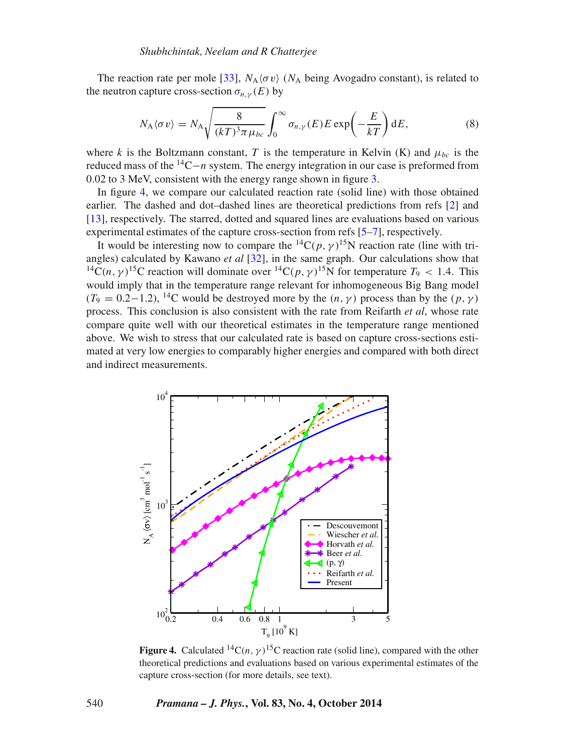The reaction rate per mole [33], $N_A\langle\sigma v\rangle$ ($N_A$ being Avogadro constant), is related to the neutron capture cross-section $\sigma_{n,\gamma}(E)$ by

$$N_A\langle\sigma v\rangle = N_A\sqrt{\frac{8}{(kT)^3\pi\mu_{bc}}}\int_0^\infty \sigma_{n,\gamma}(E)E\exp\left(-\frac{E}{kT}\right)\mathrm{d}E, \tag{8}$$

where $k$ is the Boltzmann constant, $T$ is the temperature in Kelvin (K) and $\mu_{bc}$ is the reduced mass of the $^{14}$C$-n$ system. The energy integration in our case is preformed from 0.02 to 3 MeV, consistent with the energy range shown in figure 3.

In figure 4, we compare our calculated reaction rate (solid line) with those obtained earlier. The dashed and dot–dashed lines are theoretical predictions from refs [2] and [13], respectively. The starred, dotted and squared lines are evaluations based on various experimental estimates of the capture cross-section from refs [5–7], respectively.

It would be interesting now to compare the $^{14}$C$(p,\gamma)^{15}$N reaction rate (line with triangles) calculated by Kawano *et al* [32], in the same graph. Our calculations show that $^{14}$C$(n,\gamma)^{15}$C reaction will dominate over $^{14}$C$(p,\gamma)^{15}$N for temperature $T_9 < 1.4$. This would imply that in the temperature range relevant for inhomogeneous Big Bang model ($T_9 = 0.2-1.2$), $^{14}$C would be destroyed more by the $(n,\gamma)$ process than by the $(p,\gamma)$ process. This conclusion is also consistent with the rate from Reifarth *et al*, whose rate compare quite well with our theoretical estimates in the temperature range mentioned above. We wish to stress that our calculated rate is based on capture cross-sections estimated at very low energies to comparably higher energies and compared with both direct and indirect measurements.

**Figure 4.** Calculated $^{14}$C$(n,\gamma)^{15}$C reaction rate (solid line), compared with the other theoretical predictions and evaluations based on various experimental estimates of the capture cross-section (for more details, see text).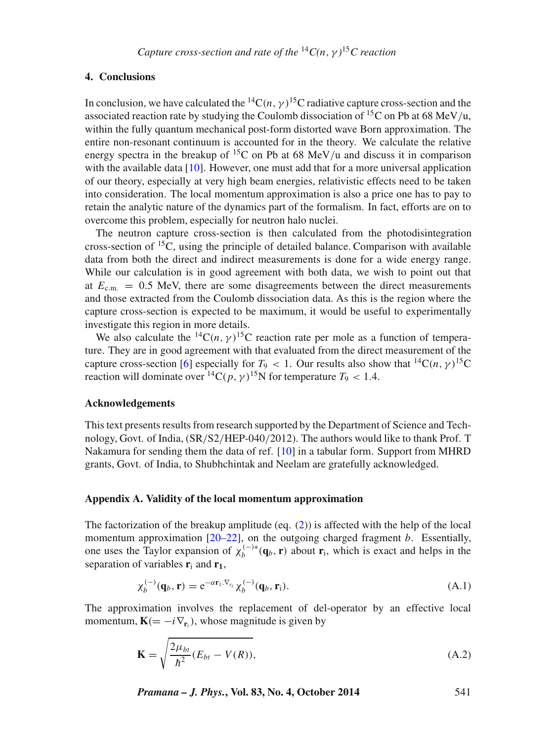## 4. Conclusions

In conclusion, we have calculated the $^{14}C(n,\gamma)^{15}C$ radiative capture cross-section and the associated reaction rate by studying the Coulomb dissociation of $^{15}C$ on Pb at 68 MeV/u, within the fully quantum mechanical post-form distorted wave Born approximation. The entire non-resonant continuum is accounted for in the theory. We calculate the relative energy spectra in the breakup of $^{15}C$ on Pb at 68 MeV/u and discuss it in comparison with the available data [10]. However, one must add that for a more universal application of our theory, especially at very high beam energies, relativistic effects need to be taken into consideration. The local momentum approximation is also a price one has to pay to retain the analytic nature of the dynamics part of the formalism. In fact, efforts are on to overcome this problem, especially for neutron halo nuclei.

The neutron capture cross-section is then calculated from the photodisintegration cross-section of $^{15}C$, using the principle of detailed balance. Comparison with available data from both the direct and indirect measurements is done for a wide energy range. While our calculation is in good agreement with both data, we wish to point out that at $E_{\mathrm{c.m.}} = 0.5$ MeV, there are some disagreements between the direct measurements and those extracted from the Coulomb dissociation data. As this is the region where the capture cross-section is expected to be maximum, it would be useful to experimentally investigate this region in more details.

We also calculate the $^{14}C(n,\gamma)^{15}C$ reaction rate per mole as a function of temperature. They are in good agreement with that evaluated from the direct measurement of the capture cross-section [6] especially for $T_9 < 1$. Our results also show that $^{14}C(n,\gamma)^{15}C$ reaction will dominate over $^{14}C(p,\gamma)^{15}N$ for temperature $T_9 < 1.4$.

## Acknowledgements

This text presents results from research supported by the Department of Science and Technology, Govt. of India, (SR/S2/HEP-040/2012). The authors would like to thank Prof. T Nakamura for sending them the data of ref. [10] in a tabular form. Support from MHRD grants, Govt. of India, to Shubhchintak and Neelam are gratefully acknowledged.

## Appendix A. Validity of the local momentum approximation

The factorization of the breakup amplitude (eq. (2)) is affected with the help of the local momentum approximation [20–22], on the outgoing charged fragment $b$. Essentially, one uses the Taylor expansion of $\chi_b^{(-)*}(\mathbf{q}_b, \mathbf{r})$ about $\mathbf{r}_i$, which is exact and helps in the separation of variables $\mathbf{r}_i$ and $\mathbf{r_1}$,

$$\chi_b^{(-)}(\mathbf{q}_b, \mathbf{r}) = \mathrm{e}^{-\alpha \mathbf{r}_1 . \nabla_{r_i}} \chi_b^{(-)}(\mathbf{q}_b, \mathbf{r}_i). \tag{A.1}$$

The approximation involves the replacement of del-operator by an effective local momentum, $\mathbf{K}(= -i\nabla_{\mathbf{r}_i})$, whose magnitude is given by

$$\mathbf{K} = \sqrt{\frac{2\mu_{bt}}{\hbar^2}(E_{bt} - V(R))}, \tag{A.2}$$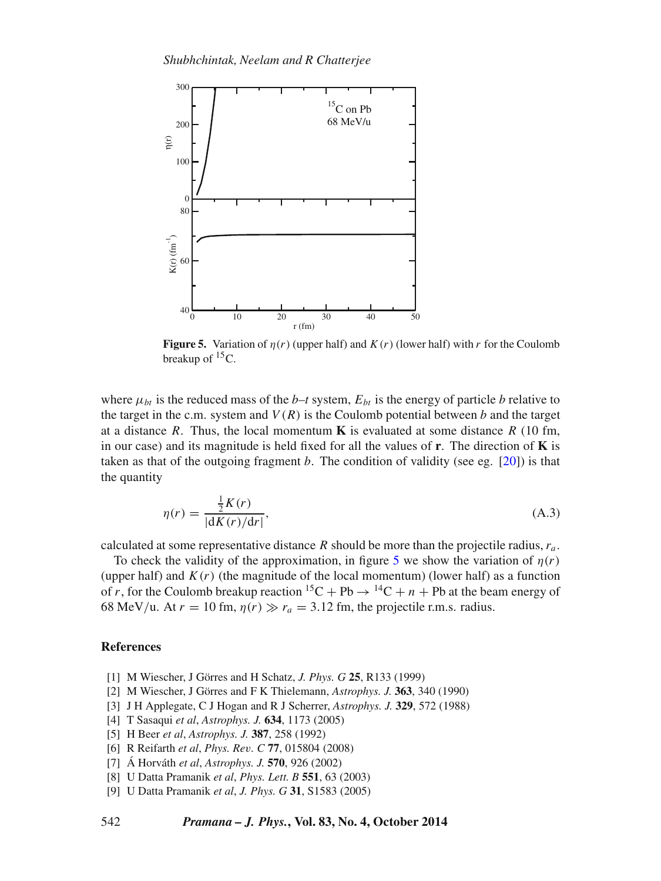**Figure 5.** Variation of $\eta(r)$ (upper half) and $K(r)$ (lower half) with $r$ for the Coulomb breakup of $^{15}C$.

where $\mu_{bt}$ is the reduced mass of the $b$–$t$ system, $E_{bt}$ is the energy of particle $b$ relative to the target in the c.m. system and $V(R)$ is the Coulomb potential between $b$ and the target at a distance $R$. Thus, the local momentum $\mathbf{K}$ is evaluated at some distance $R$ (10 fm, in our case) and its magnitude is held fixed for all the values of $\mathbf{r}$. The direction of $\mathbf{K}$ is taken as that of the outgoing fragment $b$. The condition of validity (see eg. [20]) is that the quantity

$$\eta(r) = \frac{\frac{1}{2}K(r)}{|\mathrm{d}K(r)/\mathrm{d}r|}, \tag{A.3}$$

calculated at some representative distance $R$ should be more than the projectile radius, $r_a$.

To check the validity of the approximation, in figure 5 we show the variation of $\eta(r)$ (upper half) and $K(r)$ (the magnitude of the local momentum) (lower half) as a function of $r$, for the Coulomb breakup reaction $^{15}C + Pb \rightarrow {}^{14}C + n + Pb$ at the beam energy of 68 MeV/u. At $r = 10$ fm, $\eta(r) \gg r_a = 3.12$ fm, the projectile r.m.s. radius.

## References

[1] M Wiescher, J Görres and H Schatz, *J. Phys. G* **25**, R133 (1999)
[2] M Wiescher, J Görres and F K Thielemann, *Astrophys. J.* **363**, 340 (1990)
[3] J H Applegate, C J Hogan and R J Scherrer, *Astrophys. J.* **329**, 572 (1988)
[4] T Sasaqui *et al*, *Astrophys. J.* **634**, 1173 (2005)
[5] H Beer *et al*, *Astrophys. J.* **387**, 258 (1992)
[6] R Reifarth *et al*, *Phys. Rev. C* **77**, 015804 (2008)
[7] Á Horváth *et al*, *Astrophys. J.* **570**, 926 (2002)
[8] U Datta Pramanik *et al*, *Phys. Lett. B* **551**, 63 (2003)
[9] U Datta Pramanik *et al*, *J. Phys. G* **31**, S1583 (2005)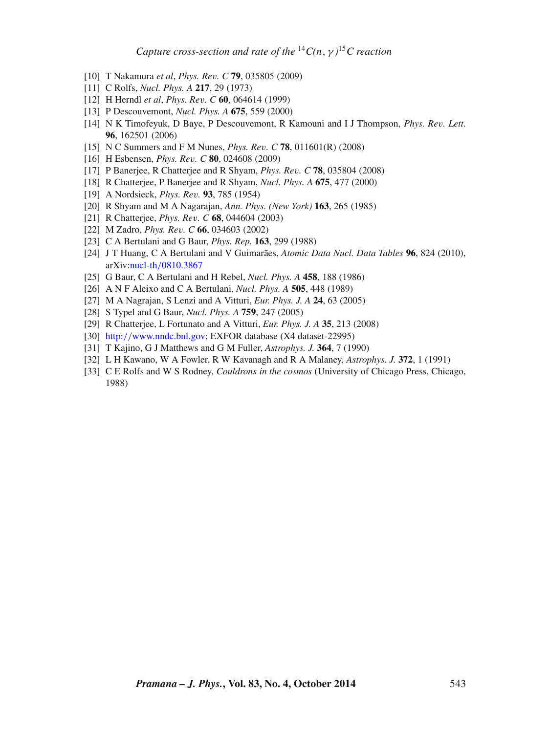[10] T Nakamura *et al*, *Phys. Rev. C* **79**, 035805 (2009)

[11] C Rolfs, *Nucl. Phys. A* **217**, 29 (1973)

[12] H Herndl *et al*, *Phys. Rev. C* **60**, 064614 (1999)

[13] P Descouvemont, *Nucl. Phys. A* **675**, 559 (2000)

[14] N K Timofeyuk, D Baye, P Descouvemont, R Kamouni and I J Thompson, *Phys. Rev. Lett.* **96**, 162501 (2006)

[15] N C Summers and F M Nunes, *Phys. Rev. C* **78**, 011601(R) (2008)

[16] H Esbensen, *Phys. Rev. C* **80**, 024608 (2009)

[17] P Banerjee, R Chatterjee and R Shyam, *Phys. Rev. C* **78**, 035804 (2008)

[18] R Chatterjee, P Banerjee and R Shyam, *Nucl. Phys. A* **675**, 477 (2000)

[19] A Nordsieck, *Phys. Rev.* **93**, 785 (1954)

[20] R Shyam and M A Nagarajan, *Ann. Phys. (New York)* **163**, 265 (1985)

[21] R Chatterjee, *Phys. Rev. C* **68**, 044604 (2003)

[22] M Zadro, *Phys. Rev. C* **66**, 034603 (2002)

[23] C A Bertulani and G Baur, *Phys. Rep.* **163**, 299 (1988)

[24] J T Huang, C A Bertulani and V Guimarães, *Atomic Data Nucl. Data Tables* **96**, 824 (2010), arXiv:nucl-th/0810.3867

[25] G Baur, C A Bertulani and H Rebel, *Nucl. Phys. A* **458**, 188 (1986)

[26] A N F Aleixo and C A Bertulani, *Nucl. Phys. A* **505**, 448 (1989)

[27] M A Nagrajan, S Lenzi and A Vitturi, *Eur. Phys. J. A* **24**, 63 (2005)

[28] S Typel and G Baur, *Nucl. Phys. A* **759**, 247 (2005)

[29] R Chatterjee, L Fortunato and A Vitturi, *Eur. Phys. J. A* **35**, 213 (2008)

[30] http://www.nndc.bnl.gov; EXFOR database (X4 dataset-22995)

[31] T Kajino, G J Matthews and G M Fuller, *Astrophys. J.* **364**, 7 (1990)

[32] L H Kawano, W A Fowler, R W Kavanagh and R A Malaney, *Astrophys. J.* **372**, 1 (1991)

[33] C E Rolfs and W S Rodney, *Couldrons in the cosmos* (University of Chicago Press, Chicago, 1988)